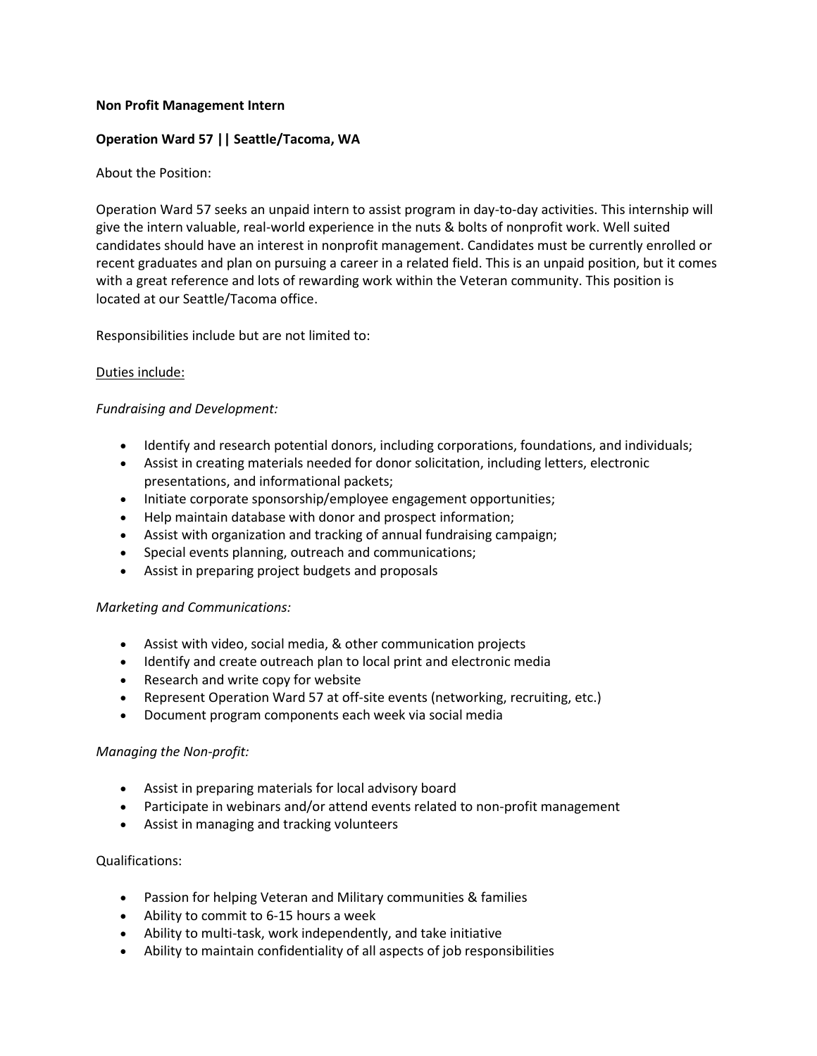**Non Profit Management Intern**

**Operation Ward 57 || Seattle/Tacoma, WA**

About the Position:

Operation Ward 57 seeks an unpaid intern to assist program in day-to-day activities. This internship will give the intern valuable, real-world experience in the nuts & bolts of nonprofit work. Well suited candidates should have an interest in nonprofit management. Candidates must be currently enrolled or recent graduates and plan on pursuing a career in a related field. This is an unpaid position, but it comes with a great reference and lots of rewarding work within the Veteran community. This position is located at our Seattle/Tacoma office.

Responsibilities include but are not limited to:

Duties include:

*Fundraising and Development:*

- Identify and research potential donors, including corporations, foundations, and individuals;
- Assist in creating materials needed for donor solicitation, including letters, electronic presentations, and informational packets;
- Initiate corporate sponsorship/employee engagement opportunities;
- Help maintain database with donor and prospect information;
- Assist with organization and tracking of annual fundraising campaign;
- Special events planning, outreach and communications;
- Assist in preparing project budgets and proposals

*Marketing and Communications:*

- Assist with video, social media, & other communication projects
- Identify and create outreach plan to local print and electronic media
- Research and write copy for website
- Represent Operation Ward 57 at off-site events (networking, recruiting, etc.)
- Document program components each week via social media

*Managing the Non-profit:*

- Assist in preparing materials for local advisory board
- Participate in webinars and/or attend events related to non-profit management
- Assist in managing and tracking volunteers

Qualifications:

- Passion for helping Veteran and Military communities & families
- Ability to commit to 6-15 hours a week
- Ability to multi-task, work independently, and take initiative
- Ability to maintain confidentiality of all aspects of job responsibilities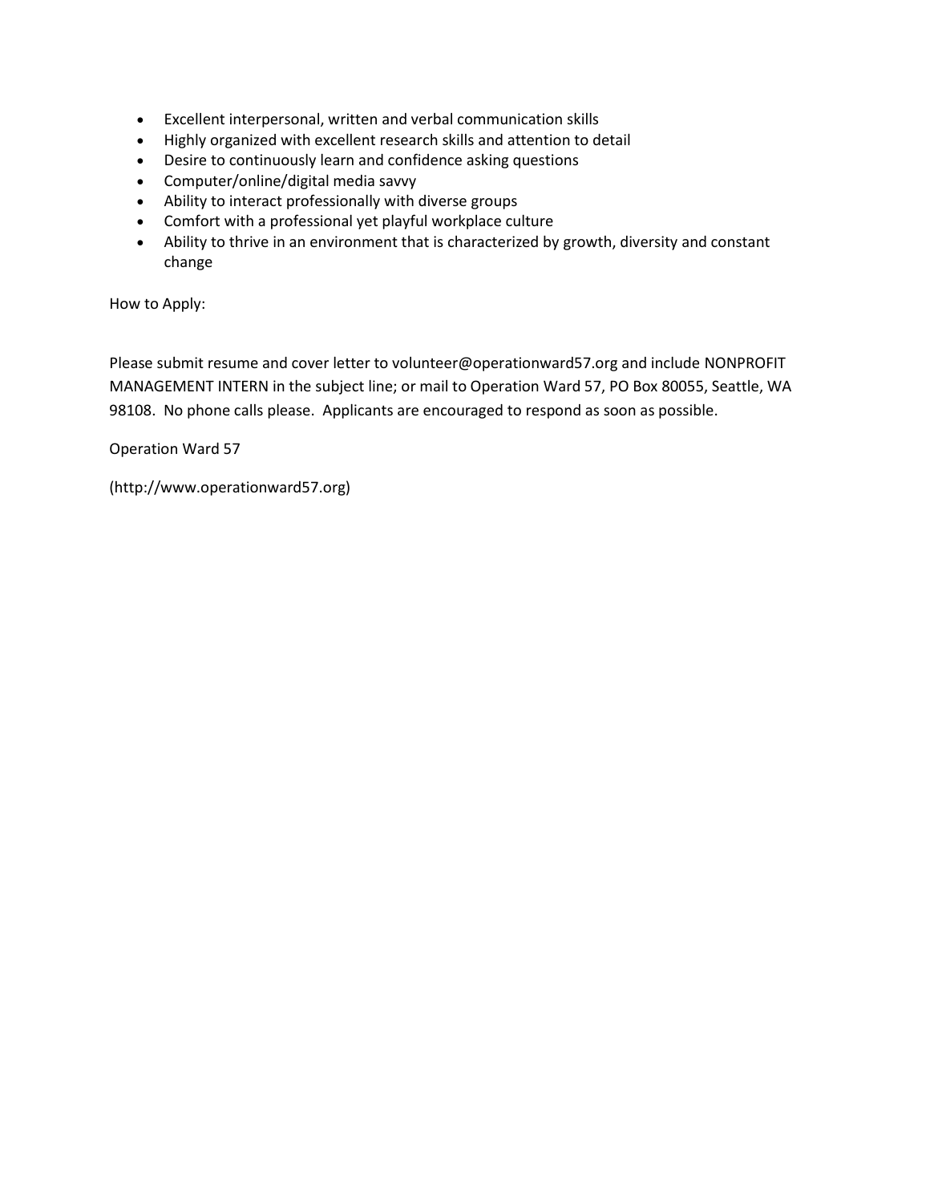- Excellent interpersonal, written and verbal communication skills
- Highly organized with excellent research skills and attention to detail
- Desire to continuously learn and confidence asking questions
- Computer/online/digital media savvy
- Ability to interact professionally with diverse groups
- Comfort with a professional yet playful workplace culture
- Ability to thrive in an environment that is characterized by growth, diversity and constant change

How to Apply:

Please submit resume and cover letter to volunteer@operationward57.org and include NONPROFIT MANAGEMENT INTERN in the subject line; or mail to Operation Ward 57, PO Box 80055, Seattle, WA 98108. No phone calls please. Applicants are encouraged to respond as soon as possible.

Operation Ward 57

(http://www.operationward57.org)